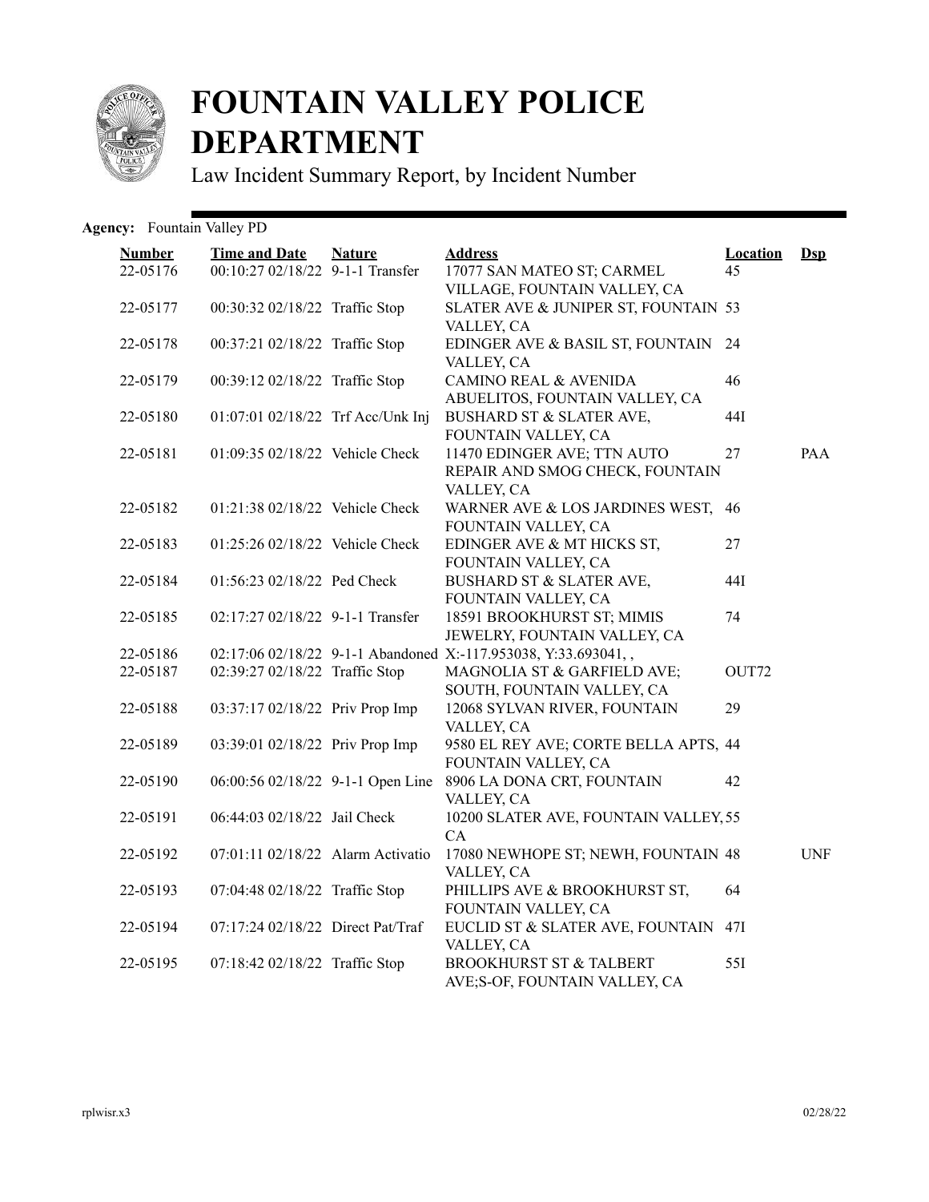# FOUNTAIN VALLEY POLICE DEPARTMENT

Law Incident Summary Report, by Incident Number

**Agency:** Fountain Valley PD

| Number | Time and Date | Nature | Address | Location | Dsp |
|---|---|---|---|---|---|
| 22-05176 | 00:10:27 02/18/22 | 9-1-1 Transfer | 17077 SAN MATEO ST; CARMEL VILLAGE, FOUNTAIN VALLEY, CA | 45 | |
| 22-05177 | 00:30:32 02/18/22 | Traffic Stop | SLATER AVE & JUNIPER ST, FOUNTAIN VALLEY, CA | 53 | |
| 22-05178 | 00:37:21 02/18/22 | Traffic Stop | EDINGER AVE & BASIL ST, FOUNTAIN VALLEY, CA | 24 | |
| 22-05179 | 00:39:12 02/18/22 | Traffic Stop | CAMINO REAL & AVENIDA ABUELITOS, FOUNTAIN VALLEY, CA | 46 | |
| 22-05180 | 01:07:01 02/18/22 | Trf Acc/Unk Inj | BUSHARD ST & SLATER AVE, FOUNTAIN VALLEY, CA | 44I | |
| 22-05181 | 01:09:35 02/18/22 | Vehicle Check | 11470 EDINGER AVE; TTN AUTO REPAIR AND SMOG CHECK, FOUNTAIN VALLEY, CA | 27 | PAA |
| 22-05182 | 01:21:38 02/18/22 | Vehicle Check | WARNER AVE & LOS JARDINES WEST, FOUNTAIN VALLEY, CA | 46 | |
| 22-05183 | 01:25:26 02/18/22 | Vehicle Check | EDINGER AVE & MT HICKS ST, FOUNTAIN VALLEY, CA | 27 | |
| 22-05184 | 01:56:23 02/18/22 | Ped Check | BUSHARD ST & SLATER AVE, FOUNTAIN VALLEY, CA | 44I | |
| 22-05185 | 02:17:27 02/18/22 | 9-1-1 Transfer | 18591 BROOKHURST ST; MIMIS JEWELRY, FOUNTAIN VALLEY, CA | 74 | |
| 22-05186 | 02:17:06 02/18/22 | 9-1-1 Abandoned | X:-117.953038, Y:33.693041, , | | |
| 22-05187 | 02:39:27 02/18/22 | Traffic Stop | MAGNOLIA ST & GARFIELD AVE; SOUTH, FOUNTAIN VALLEY, CA | OUT72 | |
| 22-05188 | 03:37:17 02/18/22 | Priv Prop Imp | 12068 SYLVAN RIVER, FOUNTAIN VALLEY, CA | 29 | |
| 22-05189 | 03:39:01 02/18/22 | Priv Prop Imp | 9580 EL REY AVE; CORTE BELLA APTS, FOUNTAIN VALLEY, CA | 44 | |
| 22-05190 | 06:00:56 02/18/22 | 9-1-1 Open Line | 8906 LA DONA CRT, FOUNTAIN VALLEY, CA | 42 | |
| 22-05191 | 06:44:03 02/18/22 | Jail Check | 10200 SLATER AVE, FOUNTAIN VALLEY, CA | 55 | |
| 22-05192 | 07:01:11 02/18/22 | Alarm Activatio | 17080 NEWHOPE ST; NEWH, FOUNTAIN VALLEY, CA | 48 | UNF |
| 22-05193 | 07:04:48 02/18/22 | Traffic Stop | PHILLIPS AVE & BROOKHURST ST, FOUNTAIN VALLEY, CA | 64 | |
| 22-05194 | 07:17:24 02/18/22 | Direct Pat/Traf | EUCLID ST & SLATER AVE, FOUNTAIN VALLEY, CA | 47I | |
| 22-05195 | 07:18:42 02/18/22 | Traffic Stop | BROOKHURST ST & TALBERT AVE;S-OF, FOUNTAIN VALLEY, CA | 55I | |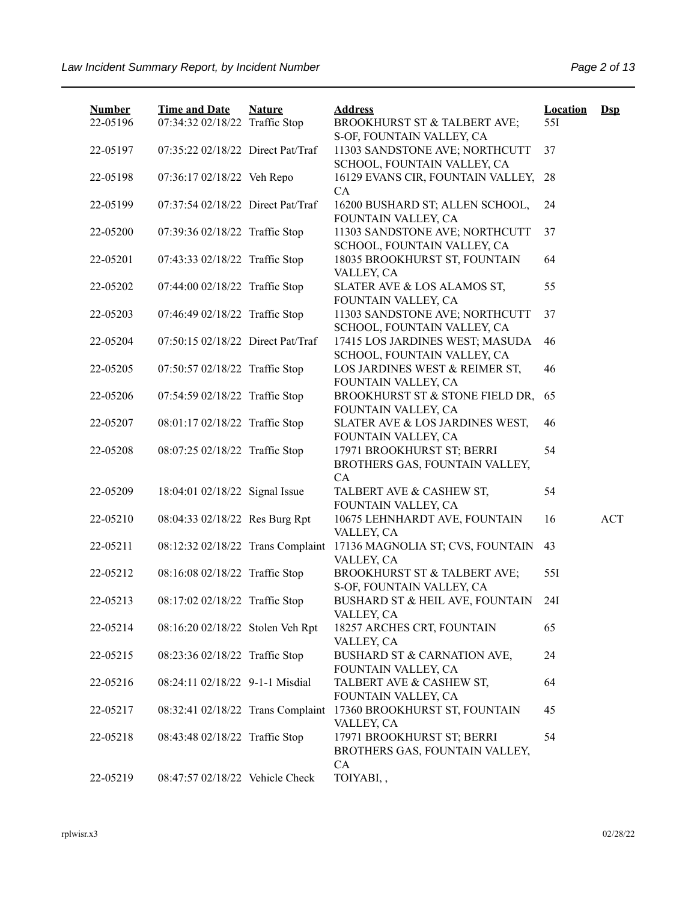| Number | Time and Date | Nature | Address | Location | Dsp |
|---|---|---|---|---|---|
| 22-05196 | 07:34:32 02/18/22 | Traffic Stop | BROOKHURST ST & TALBERT AVE; S-OF, FOUNTAIN VALLEY, CA | 55I | |
| 22-05197 | 07:35:22 02/18/22 | Direct Pat/Traf | 11303 SANDSTONE AVE; NORTHCUTT SCHOOL, FOUNTAIN VALLEY, CA | 37 | |
| 22-05198 | 07:36:17 02/18/22 | Veh Repo | 16129 EVANS CIR, FOUNTAIN VALLEY, CA | 28 | |
| 22-05199 | 07:37:54 02/18/22 | Direct Pat/Traf | 16200 BUSHARD ST; ALLEN SCHOOL, FOUNTAIN VALLEY, CA | 24 | |
| 22-05200 | 07:39:36 02/18/22 | Traffic Stop | 11303 SANDSTONE AVE; NORTHCUTT SCHOOL, FOUNTAIN VALLEY, CA | 37 | |
| 22-05201 | 07:43:33 02/18/22 | Traffic Stop | 18035 BROOKHURST ST, FOUNTAIN VALLEY, CA | 64 | |
| 22-05202 | 07:44:00 02/18/22 | Traffic Stop | SLATER AVE & LOS ALAMOS ST, FOUNTAIN VALLEY, CA | 55 | |
| 22-05203 | 07:46:49 02/18/22 | Traffic Stop | 11303 SANDSTONE AVE; NORTHCUTT SCHOOL, FOUNTAIN VALLEY, CA | 37 | |
| 22-05204 | 07:50:15 02/18/22 | Direct Pat/Traf | 17415 LOS JARDINES WEST; MASUDA SCHOOL, FOUNTAIN VALLEY, CA | 46 | |
| 22-05205 | 07:50:57 02/18/22 | Traffic Stop | LOS JARDINES WEST & REIMER ST, FOUNTAIN VALLEY, CA | 46 | |
| 22-05206 | 07:54:59 02/18/22 | Traffic Stop | BROOKHURST ST & STONE FIELD DR, FOUNTAIN VALLEY, CA | 65 | |
| 22-05207 | 08:01:17 02/18/22 | Traffic Stop | SLATER AVE & LOS JARDINES WEST, FOUNTAIN VALLEY, CA | 46 | |
| 22-05208 | 08:07:25 02/18/22 | Traffic Stop | 17971 BROOKHURST ST; BERRI BROTHERS GAS, FOUNTAIN VALLEY, CA | 54 | |
| 22-05209 | 18:04:01 02/18/22 | Signal Issue | TALBERT AVE & CASHEW ST, FOUNTAIN VALLEY, CA | 54 | |
| 22-05210 | 08:04:33 02/18/22 | Res Burg Rpt | 10675 LEHNHARDT AVE, FOUNTAIN VALLEY, CA | 16 | ACT |
| 22-05211 | 08:12:32 02/18/22 | Trans Complaint | 17136 MAGNOLIA ST; CVS, FOUNTAIN VALLEY, CA | 43 | |
| 22-05212 | 08:16:08 02/18/22 | Traffic Stop | BROOKHURST ST & TALBERT AVE; S-OF, FOUNTAIN VALLEY, CA | 55I | |
| 22-05213 | 08:17:02 02/18/22 | Traffic Stop | BUSHARD ST & HEIL AVE, FOUNTAIN VALLEY, CA | 24I | |
| 22-05214 | 08:16:20 02/18/22 | Stolen Veh Rpt | 18257 ARCHES CRT, FOUNTAIN VALLEY, CA | 65 | |
| 22-05215 | 08:23:36 02/18/22 | Traffic Stop | BUSHARD ST & CARNATION AVE, FOUNTAIN VALLEY, CA | 24 | |
| 22-05216 | 08:24:11 02/18/22 | 9-1-1 Misdial | TALBERT AVE & CASHEW ST, FOUNTAIN VALLEY, CA | 64 | |
| 22-05217 | 08:32:41 02/18/22 | Trans Complaint | 17360 BROOKHURST ST, FOUNTAIN VALLEY, CA | 45 | |
| 22-05218 | 08:43:48 02/18/22 | Traffic Stop | 17971 BROOKHURST ST; BERRI BROTHERS GAS, FOUNTAIN VALLEY, CA | 54 | |
| 22-05219 | 08:47:57 02/18/22 | Vehicle Check | TOIYABI, , | | |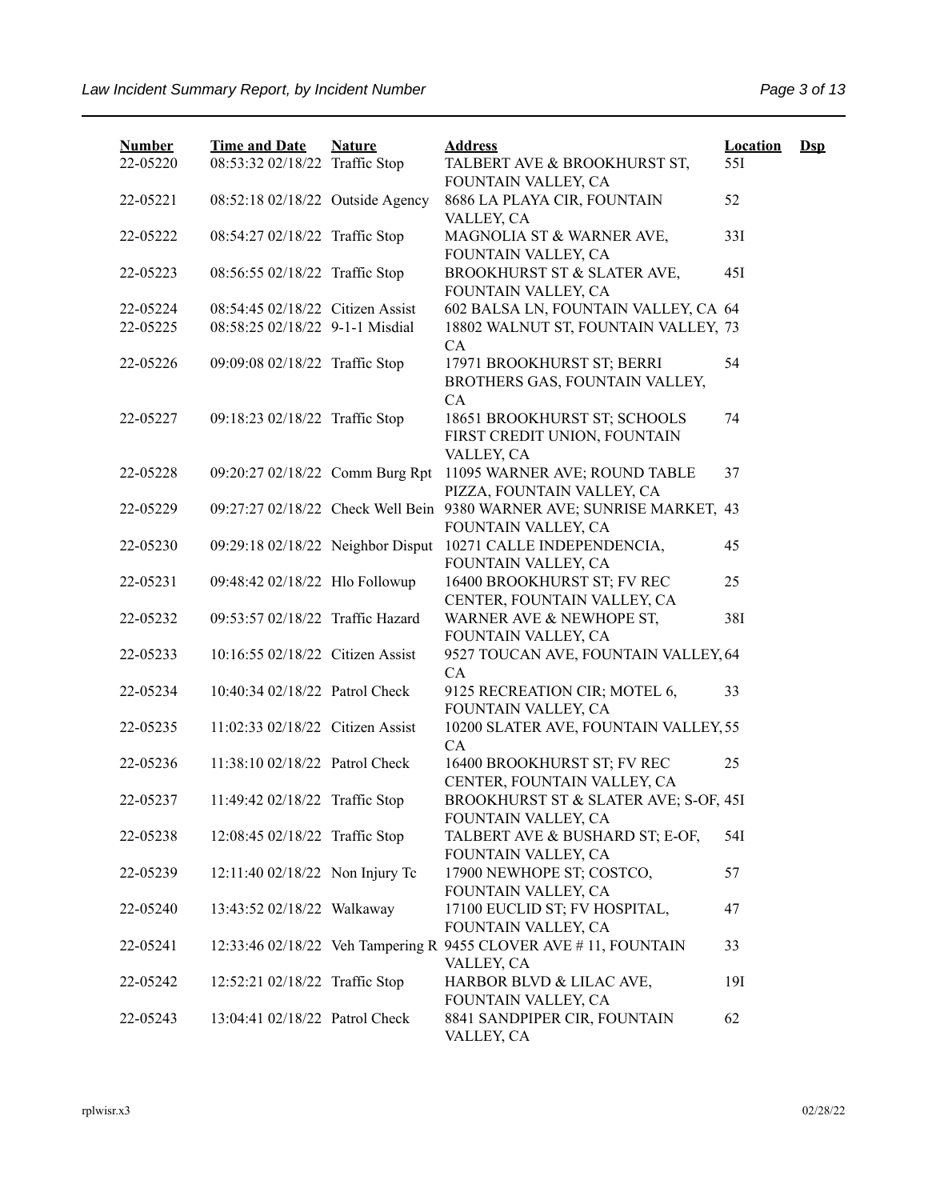| Number | Time and Date | Nature | Address | Location | Dsp |
|---|---|---|---|---|---|
| 22-05220 | 08:53:32 02/18/22 | Traffic Stop | TALBERT AVE & BROOKHURST ST, FOUNTAIN VALLEY, CA | 55I | |
| 22-05221 | 08:52:18 02/18/22 | Outside Agency | 8686 LA PLAYA CIR, FOUNTAIN VALLEY, CA | 52 | |
| 22-05222 | 08:54:27 02/18/22 | Traffic Stop | MAGNOLIA ST & WARNER AVE, FOUNTAIN VALLEY, CA | 33I | |
| 22-05223 | 08:56:55 02/18/22 | Traffic Stop | BROOKHURST ST & SLATER AVE, FOUNTAIN VALLEY, CA | 45I | |
| 22-05224 | 08:54:45 02/18/22 | Citizen Assist | 602 BALSA LN, FOUNTAIN VALLEY, CA | 64 | |
| 22-05225 | 08:58:25 02/18/22 | 9-1-1 Misdial | 18802 WALNUT ST, FOUNTAIN VALLEY, CA | 73 | |
| 22-05226 | 09:09:08 02/18/22 | Traffic Stop | 17971 BROOKHURST ST; BERRI BROTHERS GAS, FOUNTAIN VALLEY, CA | 54 | |
| 22-05227 | 09:18:23 02/18/22 | Traffic Stop | 18651 BROOKHURST ST; SCHOOLS FIRST CREDIT UNION, FOUNTAIN VALLEY, CA | 74 | |
| 22-05228 | 09:20:27 02/18/22 | Comm Burg Rpt | 11095 WARNER AVE; ROUND TABLE PIZZA, FOUNTAIN VALLEY, CA | 37 | |
| 22-05229 | 09:27:27 02/18/22 | Check Well Bein | 9380 WARNER AVE; SUNRISE MARKET, FOUNTAIN VALLEY, CA | 43 | |
| 22-05230 | 09:29:18 02/18/22 | Neighbor Disput | 10271 CALLE INDEPENDENCIA, FOUNTAIN VALLEY, CA | 45 | |
| 22-05231 | 09:48:42 02/18/22 | Hlo Followup | 16400 BROOKHURST ST; FV REC CENTER, FOUNTAIN VALLEY, CA | 25 | |
| 22-05232 | 09:53:57 02/18/22 | Traffic Hazard | WARNER AVE & NEWHOPE ST, FOUNTAIN VALLEY, CA | 38I | |
| 22-05233 | 10:16:55 02/18/22 | Citizen Assist | 9527 TOUCAN AVE, FOUNTAIN VALLEY, CA | 64 | |
| 22-05234 | 10:40:34 02/18/22 | Patrol Check | 9125 RECREATION CIR; MOTEL 6, FOUNTAIN VALLEY, CA | 33 | |
| 22-05235 | 11:02:33 02/18/22 | Citizen Assist | 10200 SLATER AVE, FOUNTAIN VALLEY, CA | 55 | |
| 22-05236 | 11:38:10 02/18/22 | Patrol Check | 16400 BROOKHURST ST; FV REC CENTER, FOUNTAIN VALLEY, CA | 25 | |
| 22-05237 | 11:49:42 02/18/22 | Traffic Stop | BROOKHURST ST & SLATER AVE; S-OF, FOUNTAIN VALLEY, CA | 45I | |
| 22-05238 | 12:08:45 02/18/22 | Traffic Stop | TALBERT AVE & BUSHARD ST; E-OF, FOUNTAIN VALLEY, CA | 54I | |
| 22-05239 | 12:11:40 02/18/22 | Non Injury Tc | 17900 NEWHOPE ST; COSTCO, FOUNTAIN VALLEY, CA | 57 | |
| 22-05240 | 13:43:52 02/18/22 | Walkaway | 17100 EUCLID ST; FV HOSPITAL, FOUNTAIN VALLEY, CA | 47 | |
| 22-05241 | 12:33:46 02/18/22 | Veh Tampering R | 9455 CLOVER AVE # 11, FOUNTAIN VALLEY, CA | 33 | |
| 22-05242 | 12:52:21 02/18/22 | Traffic Stop | HARBOR BLVD & LILAC AVE, FOUNTAIN VALLEY, CA | 19I | |
| 22-05243 | 13:04:41 02/18/22 | Patrol Check | 8841 SANDPIPER CIR, FOUNTAIN VALLEY, CA | 62 | |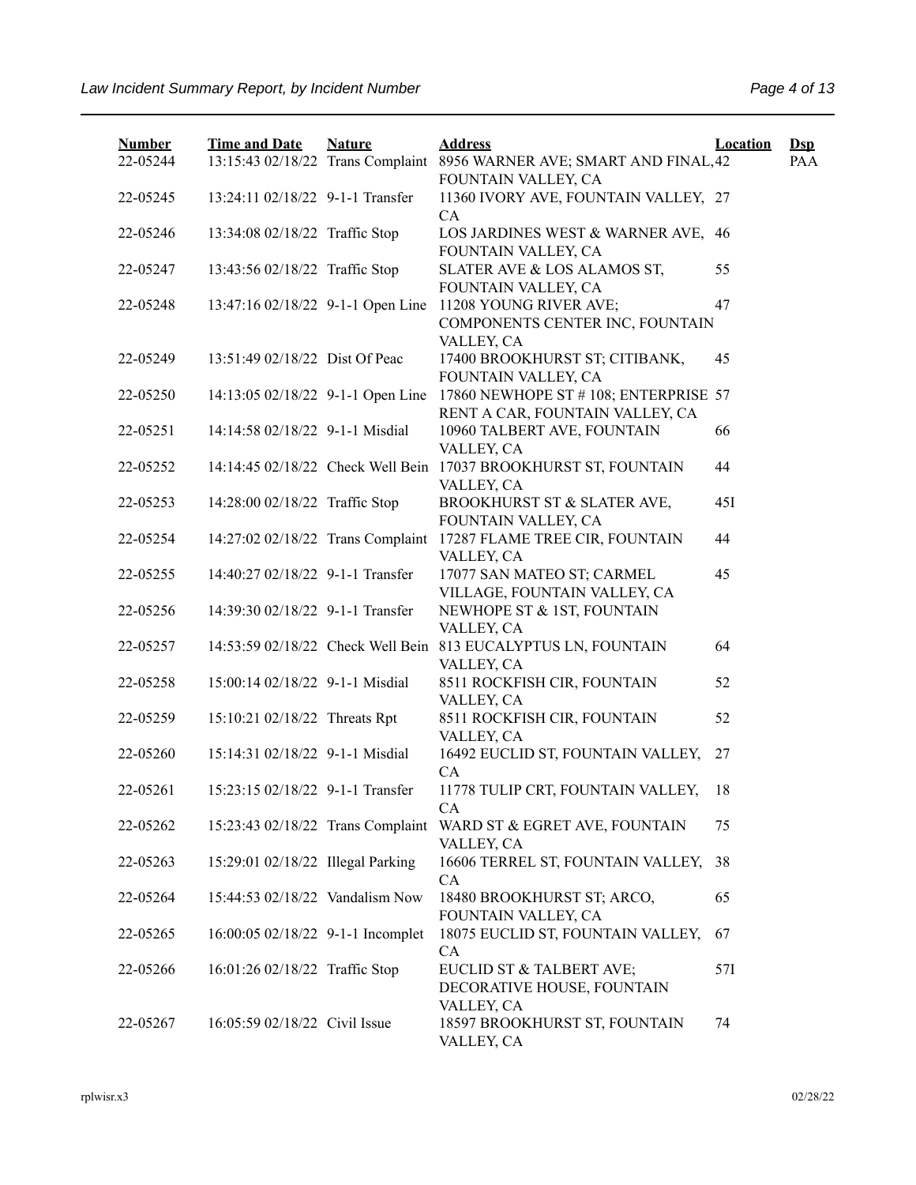| Number | Time and Date | Nature | Address | Location | Dsp |
|---|---|---|---|---|---|
| 22-05244 | 13:15:43 02/18/22 | Trans Complaint | 8956 WARNER AVE; SMART AND FINAL, FOUNTAIN VALLEY, CA | 42 | PAA |
| 22-05245 | 13:24:11 02/18/22 | 9-1-1 Transfer | 11360 IVORY AVE, FOUNTAIN VALLEY, CA | 27 | |
| 22-05246 | 13:34:08 02/18/22 | Traffic Stop | LOS JARDINES WEST & WARNER AVE, FOUNTAIN VALLEY, CA | 46 | |
| 22-05247 | 13:43:56 02/18/22 | Traffic Stop | SLATER AVE & LOS ALAMOS ST, FOUNTAIN VALLEY, CA | 55 | |
| 22-05248 | 13:47:16 02/18/22 | 9-1-1 Open Line | 11208 YOUNG RIVER AVE; COMPONENTS CENTER INC, FOUNTAIN VALLEY, CA | 47 | |
| 22-05249 | 13:51:49 02/18/22 | Dist Of Peac | 17400 BROOKHURST ST; CITIBANK, FOUNTAIN VALLEY, CA | 45 | |
| 22-05250 | 14:13:05 02/18/22 | 9-1-1 Open Line | 17860 NEWHOPE ST # 108; ENTERPRISE RENT A CAR, FOUNTAIN VALLEY, CA | 57 | |
| 22-05251 | 14:14:58 02/18/22 | 9-1-1 Misdial | 10960 TALBERT AVE, FOUNTAIN VALLEY, CA | 66 | |
| 22-05252 | 14:14:45 02/18/22 | Check Well Bein | 17037 BROOKHURST ST, FOUNTAIN VALLEY, CA | 44 | |
| 22-05253 | 14:28:00 02/18/22 | Traffic Stop | BROOKHURST ST & SLATER AVE, FOUNTAIN VALLEY, CA | 45I | |
| 22-05254 | 14:27:02 02/18/22 | Trans Complaint | 17287 FLAME TREE CIR, FOUNTAIN VALLEY, CA | 44 | |
| 22-05255 | 14:40:27 02/18/22 | 9-1-1 Transfer | 17077 SAN MATEO ST; CARMEL VILLAGE, FOUNTAIN VALLEY, CA | 45 | |
| 22-05256 | 14:39:30 02/18/22 | 9-1-1 Transfer | NEWHOPE ST & 1ST, FOUNTAIN VALLEY, CA | | |
| 22-05257 | 14:53:59 02/18/22 | Check Well Bein | 813 EUCALYPTUS LN, FOUNTAIN VALLEY, CA | 64 | |
| 22-05258 | 15:00:14 02/18/22 | 9-1-1 Misdial | 8511 ROCKFISH CIR, FOUNTAIN VALLEY, CA | 52 | |
| 22-05259 | 15:10:21 02/18/22 | Threats Rpt | 8511 ROCKFISH CIR, FOUNTAIN VALLEY, CA | 52 | |
| 22-05260 | 15:14:31 02/18/22 | 9-1-1 Misdial | 16492 EUCLID ST, FOUNTAIN VALLEY, CA | 27 | |
| 22-05261 | 15:23:15 02/18/22 | 9-1-1 Transfer | 11778 TULIP CRT, FOUNTAIN VALLEY, CA | 18 | |
| 22-05262 | 15:23:43 02/18/22 | Trans Complaint | WARD ST & EGRET AVE, FOUNTAIN VALLEY, CA | 75 | |
| 22-05263 | 15:29:01 02/18/22 | Illegal Parking | 16606 TERREL ST, FOUNTAIN VALLEY, CA | 38 | |
| 22-05264 | 15:44:53 02/18/22 | Vandalism Now | 18480 BROOKHURST ST; ARCO, FOUNTAIN VALLEY, CA | 65 | |
| 22-05265 | 16:00:05 02/18/22 | 9-1-1 Incomplet | 18075 EUCLID ST, FOUNTAIN VALLEY, CA | 67 | |
| 22-05266 | 16:01:26 02/18/22 | Traffic Stop | EUCLID ST & TALBERT AVE; DECORATIVE HOUSE, FOUNTAIN VALLEY, CA | 57I | |
| 22-05267 | 16:05:59 02/18/22 | Civil Issue | 18597 BROOKHURST ST, FOUNTAIN VALLEY, CA | 74 | |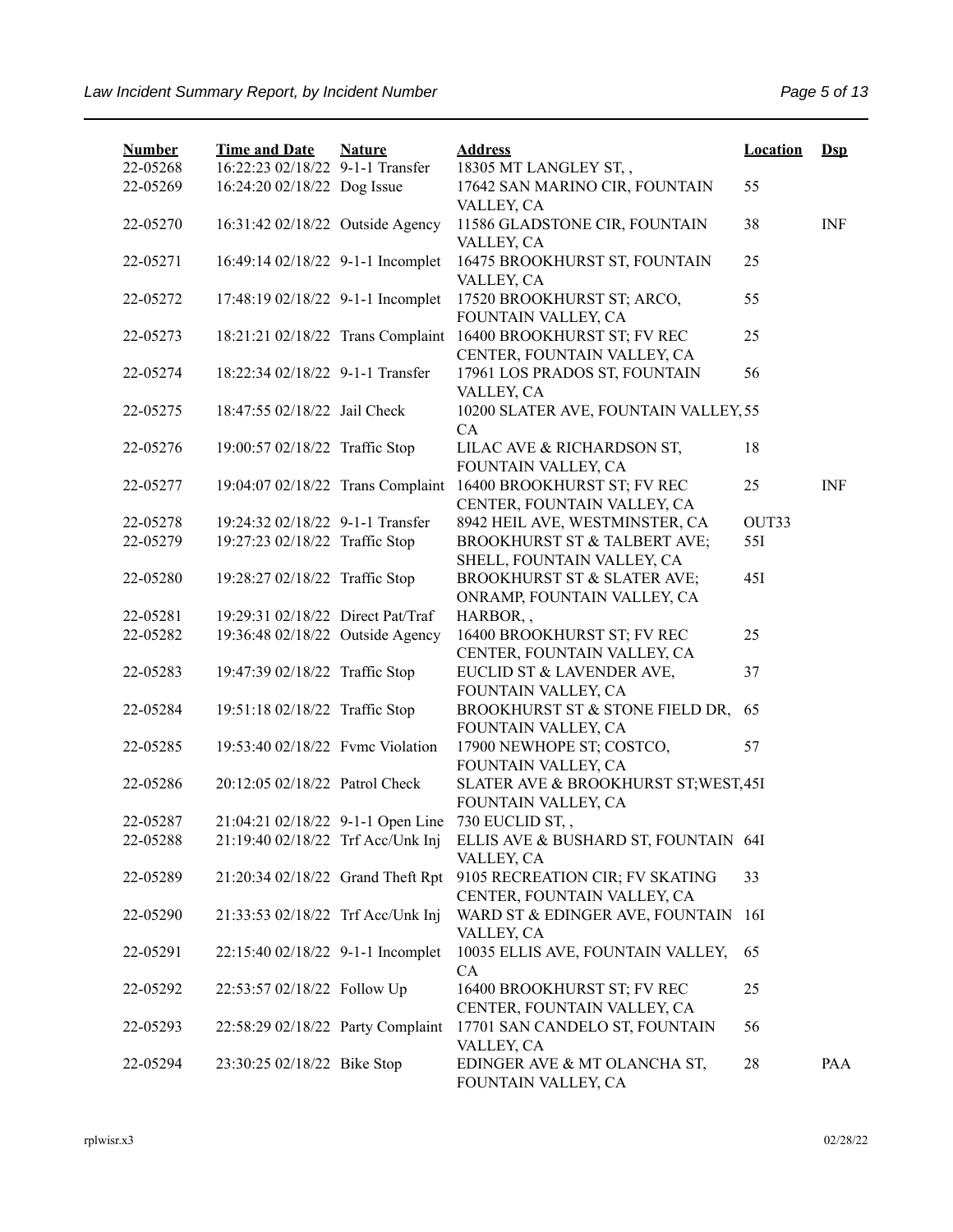| Number | Time and Date | Nature | Address | Location | Dsp |
|---|---|---|---|---|---|
| 22-05268 | 16:22:23 02/18/22 | 9-1-1 Transfer | 18305 MT LANGLEY ST, , | | |
| 22-05269 | 16:24:20 02/18/22 | Dog Issue | 17642 SAN MARINO CIR, FOUNTAIN VALLEY, CA | 55 | |
| 22-05270 | 16:31:42 02/18/22 | Outside Agency | 11586 GLADSTONE CIR, FOUNTAIN VALLEY, CA | 38 | INF |
| 22-05271 | 16:49:14 02/18/22 | 9-1-1 Incomplet | 16475 BROOKHURST ST, FOUNTAIN VALLEY, CA | 25 | |
| 22-05272 | 17:48:19 02/18/22 | 9-1-1 Incomplet | 17520 BROOKHURST ST; ARCO, FOUNTAIN VALLEY, CA | 55 | |
| 22-05273 | 18:21:21 02/18/22 | Trans Complaint | 16400 BROOKHURST ST; FV REC CENTER, FOUNTAIN VALLEY, CA | 25 | |
| 22-05274 | 18:22:34 02/18/22 | 9-1-1 Transfer | 17961 LOS PRADOS ST, FOUNTAIN VALLEY, CA | 56 | |
| 22-05275 | 18:47:55 02/18/22 | Jail Check | 10200 SLATER AVE, FOUNTAIN VALLEY, CA | 55 | |
| 22-05276 | 19:00:57 02/18/22 | Traffic Stop | LILAC AVE & RICHARDSON ST, FOUNTAIN VALLEY, CA | 18 | |
| 22-05277 | 19:04:07 02/18/22 | Trans Complaint | 16400 BROOKHURST ST; FV REC CENTER, FOUNTAIN VALLEY, CA | 25 | INF |
| 22-05278 | 19:24:32 02/18/22 | 9-1-1 Transfer | 8942 HEIL AVE, WESTMINSTER, CA | OUT33 | |
| 22-05279 | 19:27:23 02/18/22 | Traffic Stop | BROOKHURST ST & TALBERT AVE; SHELL, FOUNTAIN VALLEY, CA | 55I | |
| 22-05280 | 19:28:27 02/18/22 | Traffic Stop | BROOKHURST ST & SLATER AVE; ONRAMP, FOUNTAIN VALLEY, CA | 45I | |
| 22-05281 | 19:29:31 02/18/22 | Direct Pat/Traf | HARBOR, , | | |
| 22-05282 | 19:36:48 02/18/22 | Outside Agency | 16400 BROOKHURST ST; FV REC CENTER, FOUNTAIN VALLEY, CA | 25 | |
| 22-05283 | 19:47:39 02/18/22 | Traffic Stop | EUCLID ST & LAVENDER AVE, FOUNTAIN VALLEY, CA | 37 | |
| 22-05284 | 19:51:18 02/18/22 | Traffic Stop | BROOKHURST ST & STONE FIELD DR, FOUNTAIN VALLEY, CA | 65 | |
| 22-05285 | 19:53:40 02/18/22 | Fvmc Violation | 17900 NEWHOPE ST; COSTCO, FOUNTAIN VALLEY, CA | 57 | |
| 22-05286 | 20:12:05 02/18/22 | Patrol Check | SLATER AVE & BROOKHURST ST;WEST, FOUNTAIN VALLEY, CA | 45I | |
| 22-05287 | 21:04:21 02/18/22 | 9-1-1 Open Line | 730 EUCLID ST, , | | |
| 22-05288 | 21:19:40 02/18/22 | Trf Acc/Unk Inj | ELLIS AVE & BUSHARD ST, FOUNTAIN VALLEY, CA | 64I | |
| 22-05289 | 21:20:34 02/18/22 | Grand Theft Rpt | 9105 RECREATION CIR; FV SKATING CENTER, FOUNTAIN VALLEY, CA | 33 | |
| 22-05290 | 21:33:53 02/18/22 | Trf Acc/Unk Inj | WARD ST & EDINGER AVE, FOUNTAIN VALLEY, CA | 16I | |
| 22-05291 | 22:15:40 02/18/22 | 9-1-1 Incomplet | 10035 ELLIS AVE, FOUNTAIN VALLEY, CA | 65 | |
| 22-05292 | 22:53:57 02/18/22 | Follow Up | 16400 BROOKHURST ST; FV REC CENTER, FOUNTAIN VALLEY, CA | 25 | |
| 22-05293 | 22:58:29 02/18/22 | Party Complaint | 17701 SAN CANDELO ST, FOUNTAIN VALLEY, CA | 56 | |
| 22-05294 | 23:30:25 02/18/22 | Bike Stop | EDINGER AVE & MT OLANCHA ST, FOUNTAIN VALLEY, CA | 28 | PAA |

rplwisr.x3 02/28/22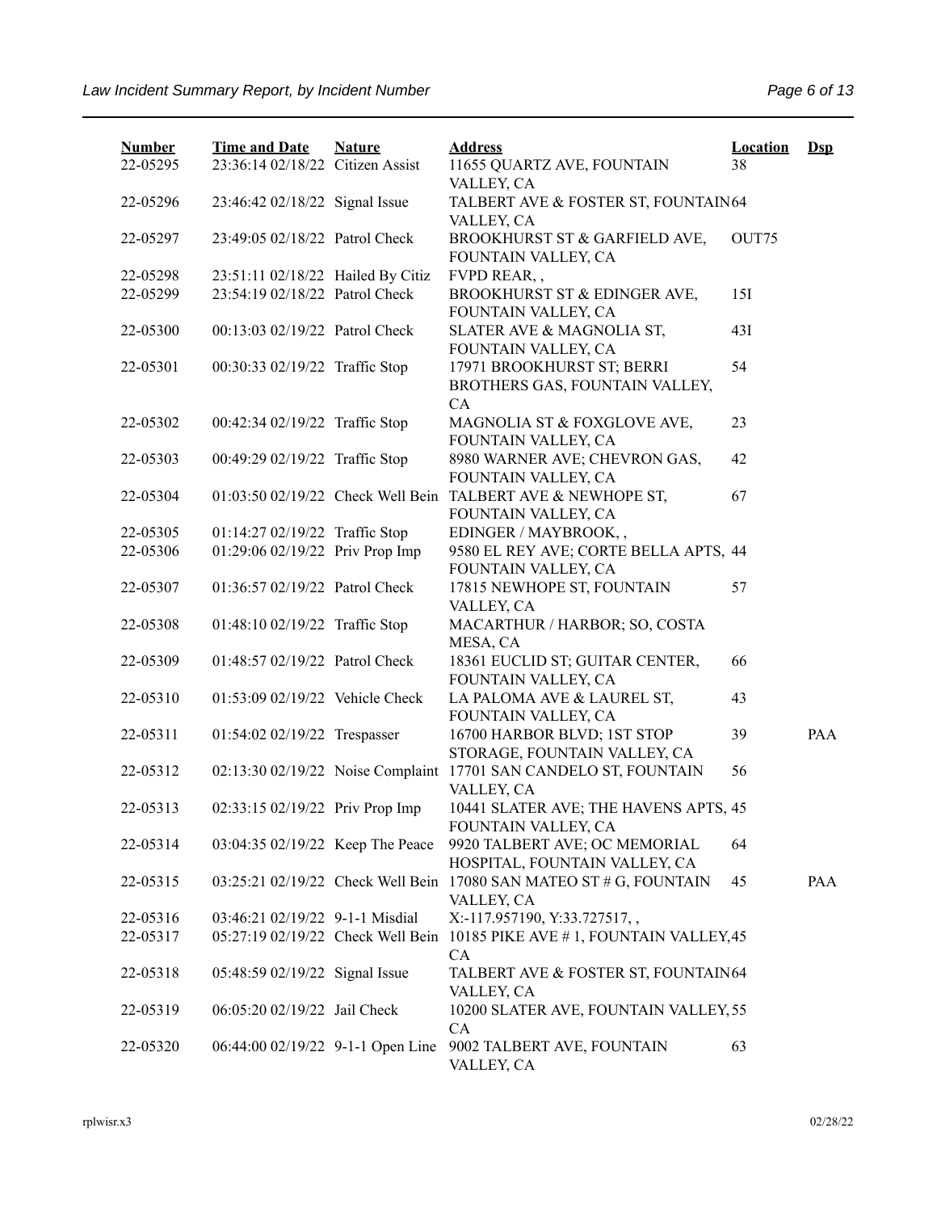| Number | Time and Date | Nature | Address | Location | Dsp |
|---|---|---|---|---|---|
| 22-05295 | 23:36:14 02/18/22 | Citizen Assist | 11655 QUARTZ AVE, FOUNTAIN VALLEY, CA | 38 | |
| 22-05296 | 23:46:42 02/18/22 | Signal Issue | TALBERT AVE & FOSTER ST, FOUNTAIN VALLEY, CA | 64 | |
| 22-05297 | 23:49:05 02/18/22 | Patrol Check | BROOKHURST ST & GARFIELD AVE, FOUNTAIN VALLEY, CA | OUT75 | |
| 22-05298 | 23:51:11 02/18/22 | Hailed By Citiz | FVPD REAR, , | | |
| 22-05299 | 23:54:19 02/18/22 | Patrol Check | BROOKHURST ST & EDINGER AVE, FOUNTAIN VALLEY, CA | 15I | |
| 22-05300 | 00:13:03 02/19/22 | Patrol Check | SLATER AVE & MAGNOLIA ST, FOUNTAIN VALLEY, CA | 43I | |
| 22-05301 | 00:30:33 02/19/22 | Traffic Stop | 17971 BROOKHURST ST; BERRI BROTHERS GAS, FOUNTAIN VALLEY, CA | 54 | |
| 22-05302 | 00:42:34 02/19/22 | Traffic Stop | MAGNOLIA ST & FOXGLOVE AVE, FOUNTAIN VALLEY, CA | 23 | |
| 22-05303 | 00:49:29 02/19/22 | Traffic Stop | 8980 WARNER AVE; CHEVRON GAS, FOUNTAIN VALLEY, CA | 42 | |
| 22-05304 | 01:03:50 02/19/22 | Check Well Bein | TALBERT AVE & NEWHOPE ST, FOUNTAIN VALLEY, CA | 67 | |
| 22-05305 | 01:14:27 02/19/22 | Traffic Stop | EDINGER / MAYBROOK, , | | |
| 22-05306 | 01:29:06 02/19/22 | Priv Prop Imp | 9580 EL REY AVE; CORTE BELLA APTS, FOUNTAIN VALLEY, CA | 44 | |
| 22-05307 | 01:36:57 02/19/22 | Patrol Check | 17815 NEWHOPE ST, FOUNTAIN VALLEY, CA | 57 | |
| 22-05308 | 01:48:10 02/19/22 | Traffic Stop | MACARTHUR / HARBOR; SO, COSTA MESA, CA | | |
| 22-05309 | 01:48:57 02/19/22 | Patrol Check | 18361 EUCLID ST; GUITAR CENTER, FOUNTAIN VALLEY, CA | 66 | |
| 22-05310 | 01:53:09 02/19/22 | Vehicle Check | LA PALOMA AVE & LAUREL ST, FOUNTAIN VALLEY, CA | 43 | |
| 22-05311 | 01:54:02 02/19/22 | Trespasser | 16700 HARBOR BLVD; 1ST STOP STORAGE, FOUNTAIN VALLEY, CA | 39 | PAA |
| 22-05312 | 02:13:30 02/19/22 | Noise Complaint | 17701 SAN CANDELO ST, FOUNTAIN VALLEY, CA | 56 | |
| 22-05313 | 02:33:15 02/19/22 | Priv Prop Imp | 10441 SLATER AVE; THE HAVENS APTS, FOUNTAIN VALLEY, CA | 45 | |
| 22-05314 | 03:04:35 02/19/22 | Keep The Peace | 9920 TALBERT AVE; OC MEMORIAL HOSPITAL, FOUNTAIN VALLEY, CA | 64 | |
| 22-05315 | 03:25:21 02/19/22 | Check Well Bein | 17080 SAN MATEO ST # G, FOUNTAIN VALLEY, CA | 45 | PAA |
| 22-05316 | 03:46:21 02/19/22 | 9-1-1 Misdial | X:-117.957190, Y:33.727517, , | | |
| 22-05317 | 05:27:19 02/19/22 | Check Well Bein | 10185 PIKE AVE # 1, FOUNTAIN VALLEY, CA | 45 | |
| 22-05318 | 05:48:59 02/19/22 | Signal Issue | TALBERT AVE & FOSTER ST, FOUNTAIN VALLEY, CA | 64 | |
| 22-05319 | 06:05:20 02/19/22 | Jail Check | 10200 SLATER AVE, FOUNTAIN VALLEY, CA | 55 | |
| 22-05320 | 06:44:00 02/19/22 | 9-1-1 Open Line | 9002 TALBERT AVE, FOUNTAIN VALLEY, CA | 63 | |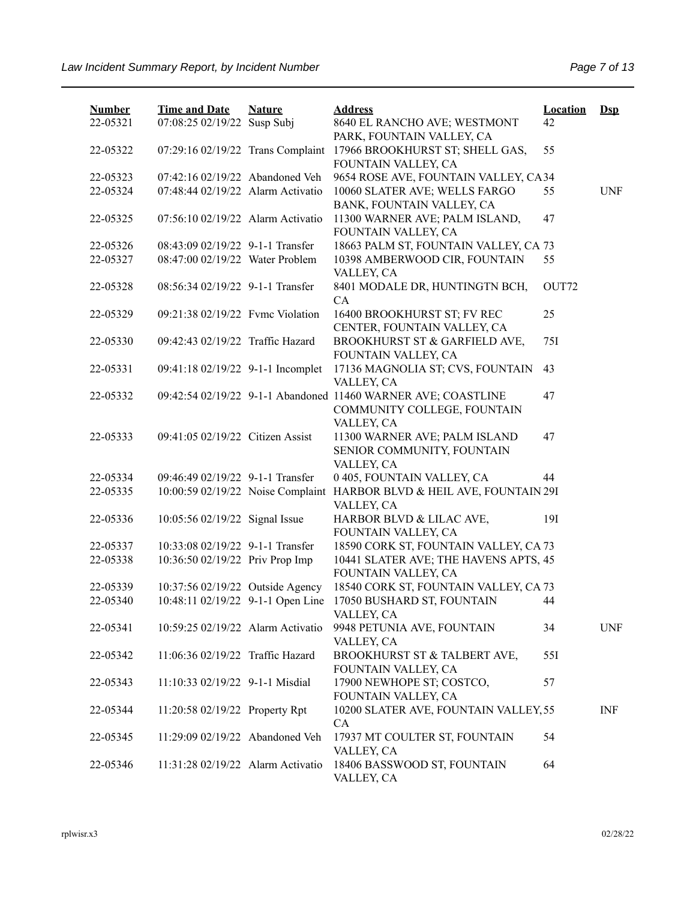| Number | Time and Date | Nature | Address | Location | Dsp |
|---|---|---|---|---|---|
| 22-05321 | 07:08:25 02/19/22 | Susp Subj | 8640 EL RANCHO AVE; WESTMONT PARK, FOUNTAIN VALLEY, CA | 42 | |
| 22-05322 | 07:29:16 02/19/22 | Trans Complaint | 17966 BROOKHURST ST; SHELL GAS, FOUNTAIN VALLEY, CA | 55 | |
| 22-05323 | 07:42:16 02/19/22 | Abandoned Veh | 9654 ROSE AVE, FOUNTAIN VALLEY, CA | 34 | |
| 22-05324 | 07:48:44 02/19/22 | Alarm Activatio | 10060 SLATER AVE; WELLS FARGO BANK, FOUNTAIN VALLEY, CA | 55 | UNF |
| 22-05325 | 07:56:10 02/19/22 | Alarm Activatio | 11300 WARNER AVE; PALM ISLAND, FOUNTAIN VALLEY, CA | 47 | |
| 22-05326 | 08:43:09 02/19/22 | 9-1-1 Transfer | 18663 PALM ST, FOUNTAIN VALLEY, CA | 73 | |
| 22-05327 | 08:47:00 02/19/22 | Water Problem | 10398 AMBERWOOD CIR, FOUNTAIN VALLEY, CA | 55 | |
| 22-05328 | 08:56:34 02/19/22 | 9-1-1 Transfer | 8401 MODALE DR, HUNTINGTN BCH, CA | OUT72 | |
| 22-05329 | 09:21:38 02/19/22 | Fvmc Violation | 16400 BROOKHURST ST; FV REC CENTER, FOUNTAIN VALLEY, CA | 25 | |
| 22-05330 | 09:42:43 02/19/22 | Traffic Hazard | BROOKHURST ST & GARFIELD AVE, FOUNTAIN VALLEY, CA | 75I | |
| 22-05331 | 09:41:18 02/19/22 | 9-1-1 Incomplet | 17136 MAGNOLIA ST; CVS, FOUNTAIN VALLEY, CA | 43 | |
| 22-05332 | 09:42:54 02/19/22 | 9-1-1 Abandoned | 11460 WARNER AVE; COASTLINE COMMUNITY COLLEGE, FOUNTAIN VALLEY, CA | 47 | |
| 22-05333 | 09:41:05 02/19/22 | Citizen Assist | 11300 WARNER AVE; PALM ISLAND SENIOR COMMUNITY, FOUNTAIN VALLEY, CA | 47 | |
| 22-05334 | 09:46:49 02/19/22 | 9-1-1 Transfer | 0 405, FOUNTAIN VALLEY, CA | 44 | |
| 22-05335 | 10:00:59 02/19/22 | Noise Complaint | HARBOR BLVD & HEIL AVE, FOUNTAIN VALLEY, CA | 29I | |
| 22-05336 | 10:05:56 02/19/22 | Signal Issue | HARBOR BLVD & LILAC AVE, FOUNTAIN VALLEY, CA | 19I | |
| 22-05337 | 10:33:08 02/19/22 | 9-1-1 Transfer | 18590 CORK ST, FOUNTAIN VALLEY, CA | 73 | |
| 22-05338 | 10:36:50 02/19/22 | Priv Prop Imp | 10441 SLATER AVE; THE HAVENS APTS, FOUNTAIN VALLEY, CA | 45 | |
| 22-05339 | 10:37:56 02/19/22 | Outside Agency | 18540 CORK ST, FOUNTAIN VALLEY, CA | 73 | |
| 22-05340 | 10:48:11 02/19/22 | 9-1-1 Open Line | 17050 BUSHARD ST, FOUNTAIN VALLEY, CA | 44 | |
| 22-05341 | 10:59:25 02/19/22 | Alarm Activatio | 9948 PETUNIA AVE, FOUNTAIN VALLEY, CA | 34 | UNF |
| 22-05342 | 11:06:36 02/19/22 | Traffic Hazard | BROOKHURST ST & TALBERT AVE, FOUNTAIN VALLEY, CA | 55I | |
| 22-05343 | 11:10:33 02/19/22 | 9-1-1 Misdial | 17900 NEWHOPE ST; COSTCO, FOUNTAIN VALLEY, CA | 57 | |
| 22-05344 | 11:20:58 02/19/22 | Property Rpt | 10200 SLATER AVE, FOUNTAIN VALLEY, CA | 55 | INF |
| 22-05345 | 11:29:09 02/19/22 | Abandoned Veh | 17937 MT COULTER ST, FOUNTAIN VALLEY, CA | 54 | |
| 22-05346 | 11:31:28 02/19/22 | Alarm Activatio | 18406 BASSWOOD ST, FOUNTAIN VALLEY, CA | 64 | |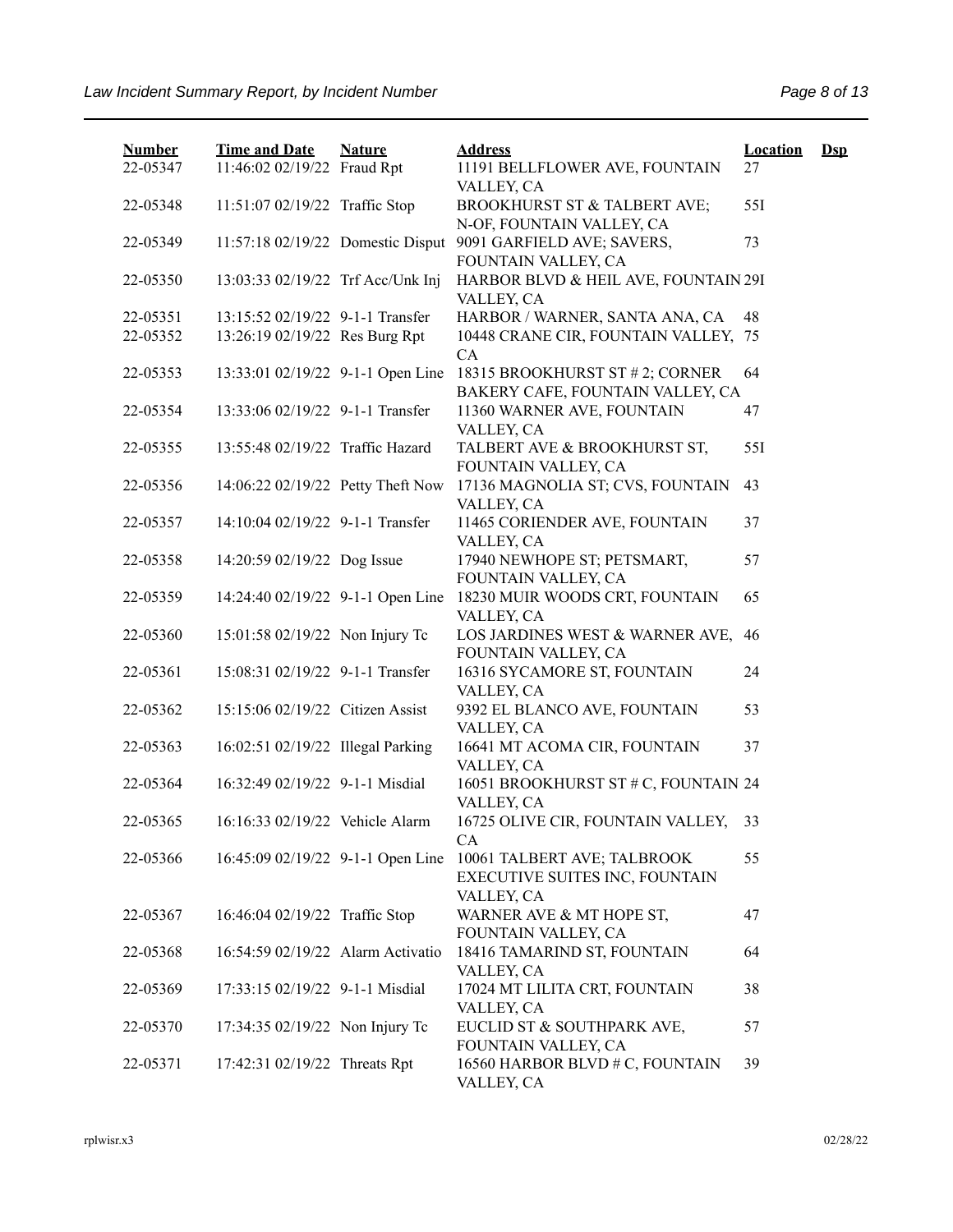| Number | Time and Date | Nature | Address | Location | Dsp |
|---|---|---|---|---|---|
| 22-05347 | 11:46:02 02/19/22 | Fraud Rpt | 11191 BELLFLOWER AVE, FOUNTAIN VALLEY, CA | 27 | |
| 22-05348 | 11:51:07 02/19/22 | Traffic Stop | BROOKHURST ST & TALBERT AVE; N-OF, FOUNTAIN VALLEY, CA | 55I | |
| 22-05349 | 11:57:18 02/19/22 | Domestic Disput | 9091 GARFIELD AVE; SAVERS, FOUNTAIN VALLEY, CA | 73 | |
| 22-05350 | 13:03:33 02/19/22 | Trf Acc/Unk Inj | HARBOR BLVD & HEIL AVE, FOUNTAIN VALLEY, CA | 29I | |
| 22-05351 | 13:15:52 02/19/22 | 9-1-1 Transfer | HARBOR / WARNER, SANTA ANA, CA | 48 | |
| 22-05352 | 13:26:19 02/19/22 | Res Burg Rpt | 10448 CRANE CIR, FOUNTAIN VALLEY, CA | 75 | |
| 22-05353 | 13:33:01 02/19/22 | 9-1-1 Open Line | 18315 BROOKHURST ST # 2; CORNER BAKERY CAFE, FOUNTAIN VALLEY, CA | 64 | |
| 22-05354 | 13:33:06 02/19/22 | 9-1-1 Transfer | 11360 WARNER AVE, FOUNTAIN VALLEY, CA | 47 | |
| 22-05355 | 13:55:48 02/19/22 | Traffic Hazard | TALBERT AVE & BROOKHURST ST, FOUNTAIN VALLEY, CA | 55I | |
| 22-05356 | 14:06:22 02/19/22 | Petty Theft Now | 17136 MAGNOLIA ST; CVS, FOUNTAIN VALLEY, CA | 43 | |
| 22-05357 | 14:10:04 02/19/22 | 9-1-1 Transfer | 11465 CORIENDER AVE, FOUNTAIN VALLEY, CA | 37 | |
| 22-05358 | 14:20:59 02/19/22 | Dog Issue | 17940 NEWHOPE ST; PETSMART, FOUNTAIN VALLEY, CA | 57 | |
| 22-05359 | 14:24:40 02/19/22 | 9-1-1 Open Line | 18230 MUIR WOODS CRT, FOUNTAIN VALLEY, CA | 65 | |
| 22-05360 | 15:01:58 02/19/22 | Non Injury Tc | LOS JARDINES WEST & WARNER AVE, FOUNTAIN VALLEY, CA | 46 | |
| 22-05361 | 15:08:31 02/19/22 | 9-1-1 Transfer | 16316 SYCAMORE ST, FOUNTAIN VALLEY, CA | 24 | |
| 22-05362 | 15:15:06 02/19/22 | Citizen Assist | 9392 EL BLANCO AVE, FOUNTAIN VALLEY, CA | 53 | |
| 22-05363 | 16:02:51 02/19/22 | Illegal Parking | 16641 MT ACOMA CIR, FOUNTAIN VALLEY, CA | 37 | |
| 22-05364 | 16:32:49 02/19/22 | 9-1-1 Misdial | 16051 BROOKHURST ST # C, FOUNTAIN VALLEY, CA | 24 | |
| 22-05365 | 16:16:33 02/19/22 | Vehicle Alarm | 16725 OLIVE CIR, FOUNTAIN VALLEY, CA | 33 | |
| 22-05366 | 16:45:09 02/19/22 | 9-1-1 Open Line | 10061 TALBERT AVE; TALBROOK EXECUTIVE SUITES INC, FOUNTAIN VALLEY, CA | 55 | |
| 22-05367 | 16:46:04 02/19/22 | Traffic Stop | WARNER AVE & MT HOPE ST, FOUNTAIN VALLEY, CA | 47 | |
| 22-05368 | 16:54:59 02/19/22 | Alarm Activatio | 18416 TAMARIND ST, FOUNTAIN VALLEY, CA | 64 | |
| 22-05369 | 17:33:15 02/19/22 | 9-1-1 Misdial | 17024 MT LILITA CRT, FOUNTAIN VALLEY, CA | 38 | |
| 22-05370 | 17:34:35 02/19/22 | Non Injury Tc | EUCLID ST & SOUTHPARK AVE, FOUNTAIN VALLEY, CA | 57 | |
| 22-05371 | 17:42:31 02/19/22 | Threats Rpt | 16560 HARBOR BLVD # C, FOUNTAIN VALLEY, CA | 39 | |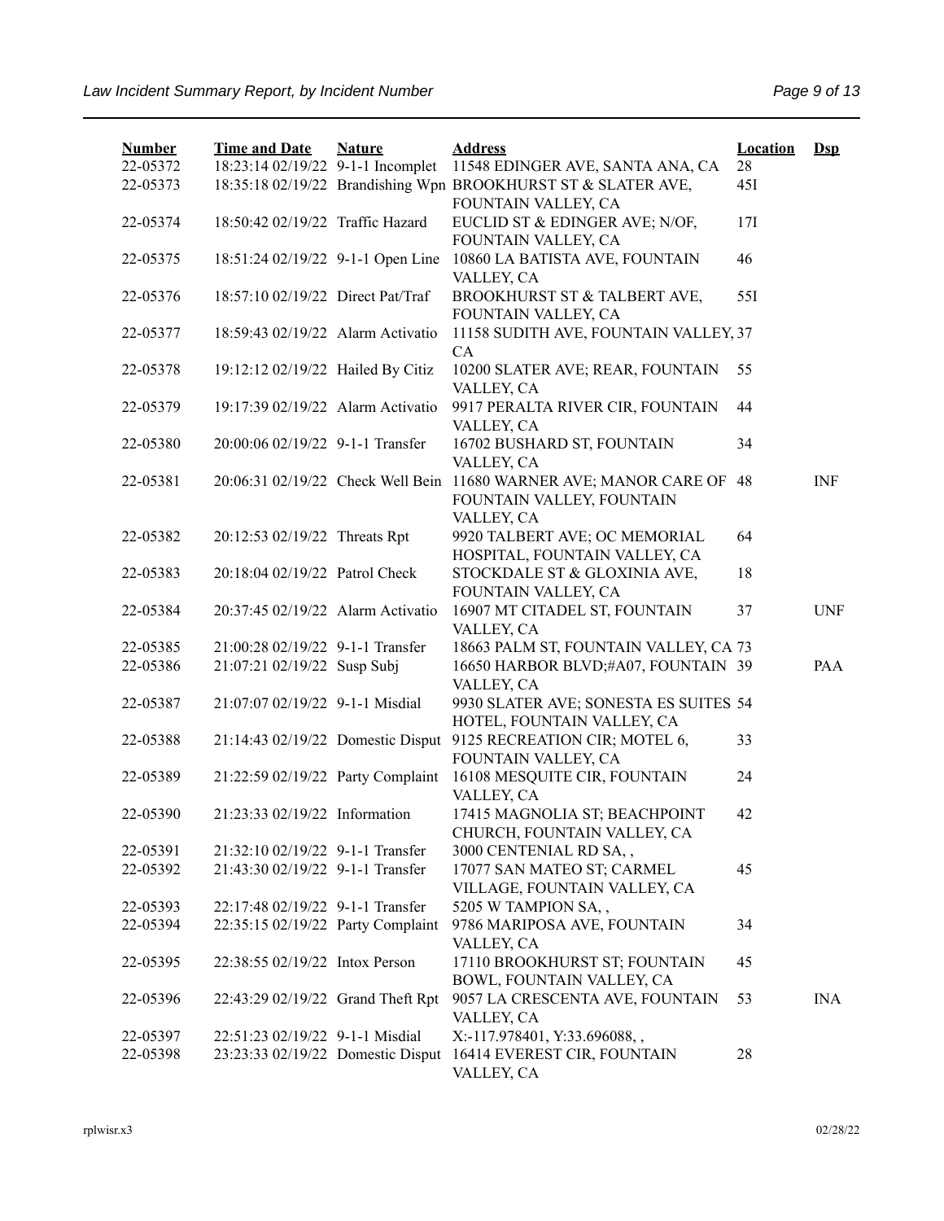| Number | Time and Date | Nature | Address | Location | Dsp |
|---|---|---|---|---|---|
| 22-05372 | 18:23:14 02/19/22 | 9-1-1 Incomplet | 11548 EDINGER AVE, SANTA ANA, CA | 28 | |
| 22-05373 | 18:35:18 02/19/22 | Brandishing Wpn | BROOKHURST ST & SLATER AVE, FOUNTAIN VALLEY, CA | 45I | |
| 22-05374 | 18:50:42 02/19/22 | Traffic Hazard | EUCLID ST & EDINGER AVE; N/OF, FOUNTAIN VALLEY, CA | 17I | |
| 22-05375 | 18:51:24 02/19/22 | 9-1-1 Open Line | 10860 LA BATISTA AVE, FOUNTAIN VALLEY, CA | 46 | |
| 22-05376 | 18:57:10 02/19/22 | Direct Pat/Traf | BROOKHURST ST & TALBERT AVE, FOUNTAIN VALLEY, CA | 55I | |
| 22-05377 | 18:59:43 02/19/22 | Alarm Activatio | 11158 SUDITH AVE, FOUNTAIN VALLEY, CA | 37 | |
| 22-05378 | 19:12:12 02/19/22 | Hailed By Citiz | 10200 SLATER AVE; REAR, FOUNTAIN VALLEY, CA | 55 | |
| 22-05379 | 19:17:39 02/19/22 | Alarm Activatio | 9917 PERALTA RIVER CIR, FOUNTAIN VALLEY, CA | 44 | |
| 22-05380 | 20:00:06 02/19/22 | 9-1-1 Transfer | 16702 BUSHARD ST, FOUNTAIN VALLEY, CA | 34 | |
| 22-05381 | 20:06:31 02/19/22 | Check Well Bein | 11680 WARNER AVE; MANOR CARE OF FOUNTAIN VALLEY, FOUNTAIN VALLEY, CA | 48 | INF |
| 22-05382 | 20:12:53 02/19/22 | Threats Rpt | 9920 TALBERT AVE; OC MEMORIAL HOSPITAL, FOUNTAIN VALLEY, CA | 64 | |
| 22-05383 | 20:18:04 02/19/22 | Patrol Check | STOCKDALE ST & GLOXINIA AVE, FOUNTAIN VALLEY, CA | 18 | |
| 22-05384 | 20:37:45 02/19/22 | Alarm Activatio | 16907 MT CITADEL ST, FOUNTAIN VALLEY, CA | 37 | UNF |
| 22-05385 | 21:00:28 02/19/22 | 9-1-1 Transfer | 18663 PALM ST, FOUNTAIN VALLEY, CA | 73 | |
| 22-05386 | 21:07:21 02/19/22 | Susp Subj | 16650 HARBOR BLVD;#A07, FOUNTAIN VALLEY, CA | 39 | PAA |
| 22-05387 | 21:07:07 02/19/22 | 9-1-1 Misdial | 9930 SLATER AVE; SONESTA ES SUITES HOTEL, FOUNTAIN VALLEY, CA | 54 | |
| 22-05388 | 21:14:43 02/19/22 | Domestic Disput | 9125 RECREATION CIR; MOTEL 6, FOUNTAIN VALLEY, CA | 33 | |
| 22-05389 | 21:22:59 02/19/22 | Party Complaint | 16108 MESQUITE CIR, FOUNTAIN VALLEY, CA | 24 | |
| 22-05390 | 21:23:33 02/19/22 | Information | 17415 MAGNOLIA ST; BEACHPOINT CHURCH, FOUNTAIN VALLEY, CA | 42 | |
| 22-05391 | 21:32:10 02/19/22 | 9-1-1 Transfer | 3000 CENTENIAL RD SA, , | | |
| 22-05392 | 21:43:30 02/19/22 | 9-1-1 Transfer | 17077 SAN MATEO ST; CARMEL VILLAGE, FOUNTAIN VALLEY, CA | 45 | |
| 22-05393 | 22:17:48 02/19/22 | 9-1-1 Transfer | 5205 W TAMPION SA, , | | |
| 22-05394 | 22:35:15 02/19/22 | Party Complaint | 9786 MARIPOSA AVE, FOUNTAIN VALLEY, CA | 34 | |
| 22-05395 | 22:38:55 02/19/22 | Intox Person | 17110 BROOKHURST ST; FOUNTAIN BOWL, FOUNTAIN VALLEY, CA | 45 | |
| 22-05396 | 22:43:29 02/19/22 | Grand Theft Rpt | 9057 LA CRESCENTA AVE, FOUNTAIN VALLEY, CA | 53 | INA |
| 22-05397 | 22:51:23 02/19/22 | 9-1-1 Misdial | X:-117.978401, Y:33.696088, , | | |
| 22-05398 | 23:23:33 02/19/22 | Domestic Disput | 16414 EVEREST CIR, FOUNTAIN VALLEY, CA | 28 | |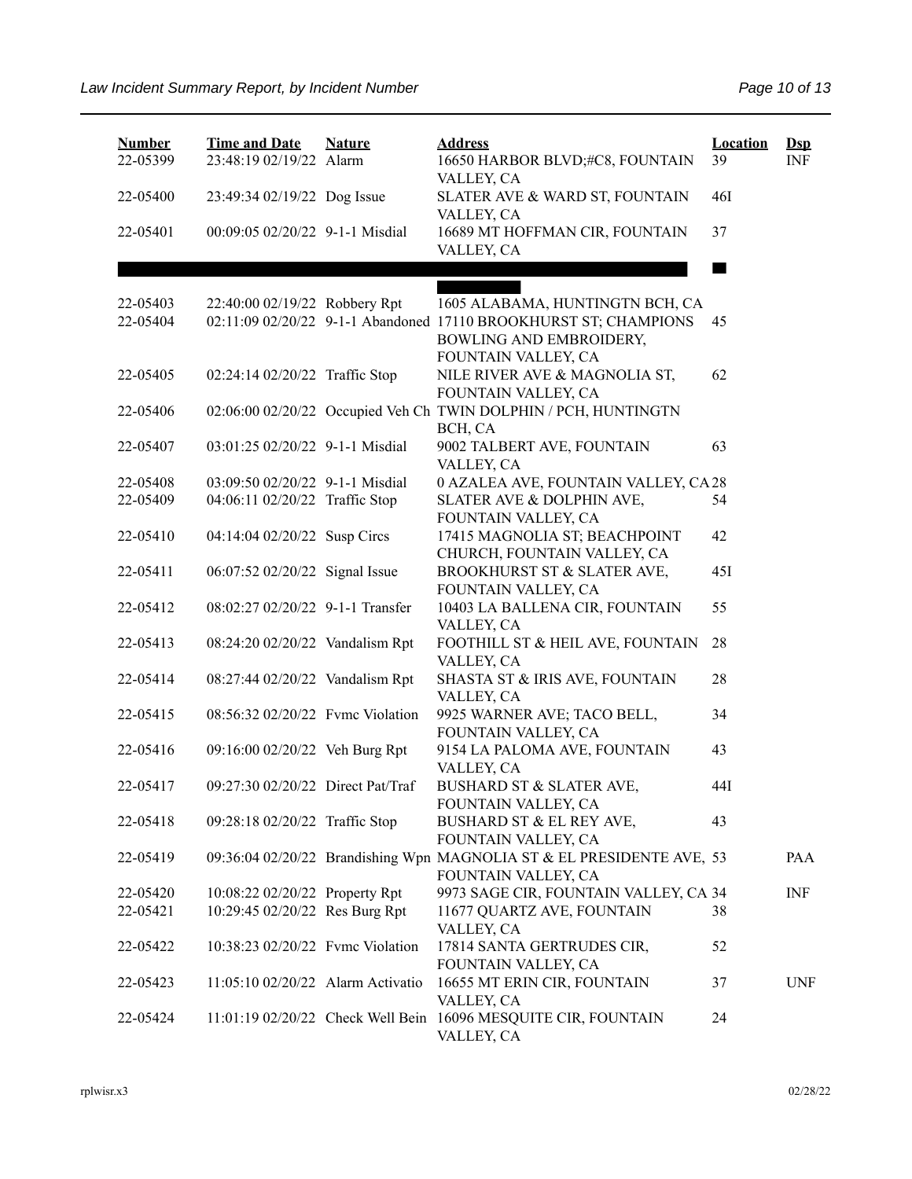| Number | Time and Date | Nature | Address | Location | Dsp |
|---|---|---|---|---|---|
| 22-05399 | 23:48:19 02/19/22 | Alarm | 16650 HARBOR BLVD;#C8, FOUNTAIN VALLEY, CA | 39 | INF |
| 22-05400 | 23:49:34 02/19/22 | Dog Issue | SLATER AVE & WARD ST, FOUNTAIN VALLEY, CA | 46I | |
| 22-05401 | 00:09:05 02/20/22 | 9-1-1 Misdial | 16689 MT HOFFMAN CIR, FOUNTAIN VALLEY, CA | 37 | |
| | | | | | |
| 22-05403 | 22:40:00 02/19/22 | Robbery Rpt | 1605 ALABAMA, HUNTINGTN BCH, CA | | |
| 22-05404 | 02:11:09 02/20/22 | 9-1-1 Abandoned | 17110 BROOKHURST ST; CHAMPIONS BOWLING AND EMBROIDERY, FOUNTAIN VALLEY, CA | 45 | |
| 22-05405 | 02:24:14 02/20/22 | Traffic Stop | NILE RIVER AVE & MAGNOLIA ST, FOUNTAIN VALLEY, CA | 62 | |
| 22-05406 | 02:06:00 02/20/22 | Occupied Veh Ch | TWIN DOLPHIN / PCH, HUNTINGTN BCH, CA | | |
| 22-05407 | 03:01:25 02/20/22 | 9-1-1 Misdial | 9002 TALBERT AVE, FOUNTAIN VALLEY, CA | 63 | |
| 22-05408 | 03:09:50 02/20/22 | 9-1-1 Misdial | 0 AZALEA AVE, FOUNTAIN VALLEY, CA | 28 | |
| 22-05409 | 04:06:11 02/20/22 | Traffic Stop | SLATER AVE & DOLPHIN AVE, FOUNTAIN VALLEY, CA | 54 | |
| 22-05410 | 04:14:04 02/20/22 | Susp Circs | 17415 MAGNOLIA ST; BEACHPOINT CHURCH, FOUNTAIN VALLEY, CA | 42 | |
| 22-05411 | 06:07:52 02/20/22 | Signal Issue | BROOKHURST ST & SLATER AVE, FOUNTAIN VALLEY, CA | 45I | |
| 22-05412 | 08:02:27 02/20/22 | 9-1-1 Transfer | 10403 LA BALLENA CIR, FOUNTAIN VALLEY, CA | 55 | |
| 22-05413 | 08:24:20 02/20/22 | Vandalism Rpt | FOOTHILL ST & HEIL AVE, FOUNTAIN VALLEY, CA | 28 | |
| 22-05414 | 08:27:44 02/20/22 | Vandalism Rpt | SHASTA ST & IRIS AVE, FOUNTAIN VALLEY, CA | 28 | |
| 22-05415 | 08:56:32 02/20/22 | Fvmc Violation | 9925 WARNER AVE; TACO BELL, FOUNTAIN VALLEY, CA | 34 | |
| 22-05416 | 09:16:00 02/20/22 | Veh Burg Rpt | 9154 LA PALOMA AVE, FOUNTAIN VALLEY, CA | 43 | |
| 22-05417 | 09:27:30 02/20/22 | Direct Pat/Traf | BUSHARD ST & SLATER AVE, FOUNTAIN VALLEY, CA | 44I | |
| 22-05418 | 09:28:18 02/20/22 | Traffic Stop | BUSHARD ST & EL REY AVE, FOUNTAIN VALLEY, CA | 43 | |
| 22-05419 | 09:36:04 02/20/22 | Brandishing Wpn | MAGNOLIA ST & EL PRESIDENTE AVE, FOUNTAIN VALLEY, CA | 53 | PAA |
| 22-05420 | 10:08:22 02/20/22 | Property Rpt | 9973 SAGE CIR, FOUNTAIN VALLEY, CA | 34 | INF |
| 22-05421 | 10:29:45 02/20/22 | Res Burg Rpt | 11677 QUARTZ AVE, FOUNTAIN VALLEY, CA | 38 | |
| 22-05422 | 10:38:23 02/20/22 | Fvmc Violation | 17814 SANTA GERTRUDES CIR, FOUNTAIN VALLEY, CA | 52 | |
| 22-05423 | 11:05:10 02/20/22 | Alarm Activatio | 16655 MT ERIN CIR, FOUNTAIN VALLEY, CA | 37 | UNF |
| 22-05424 | 11:01:19 02/20/22 | Check Well Bein | 16096 MESQUITE CIR, FOUNTAIN VALLEY, CA | 24 | |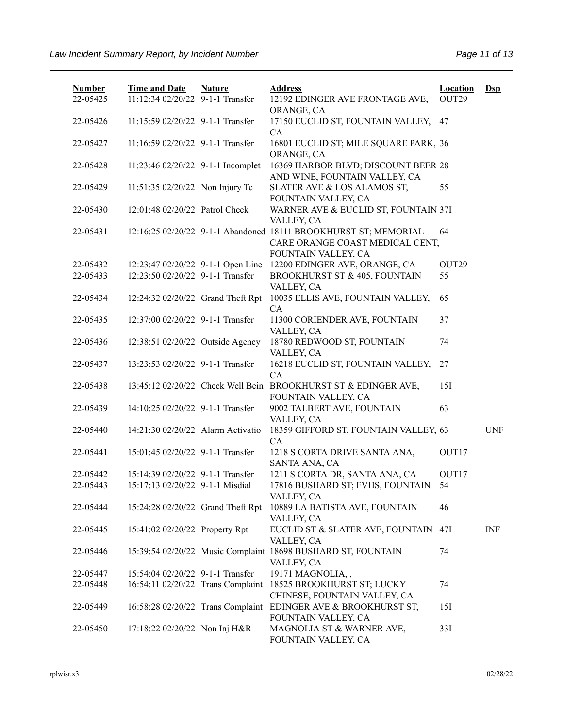| Number | Time and Date | Nature | Address | Location | Dsp |
|---|---|---|---|---|---|
| 22-05425 | 11:12:34 02/20/22 | 9-1-1 Transfer | 12192 EDINGER AVE FRONTAGE AVE, ORANGE, CA | OUT29 | |
| 22-05426 | 11:15:59 02/20/22 | 9-1-1 Transfer | 17150 EUCLID ST, FOUNTAIN VALLEY, CA | 47 | |
| 22-05427 | 11:16:59 02/20/22 | 9-1-1 Transfer | 16801 EUCLID ST; MILE SQUARE PARK, ORANGE, CA | 36 | |
| 22-05428 | 11:23:46 02/20/22 | 9-1-1 Incomplet | 16369 HARBOR BLVD; DISCOUNT BEER AND WINE, FOUNTAIN VALLEY, CA | 28 | |
| 22-05429 | 11:51:35 02/20/22 | Non Injury Tc | SLATER AVE & LOS ALAMOS ST, FOUNTAIN VALLEY, CA | 55 | |
| 22-05430 | 12:01:48 02/20/22 | Patrol Check | WARNER AVE & EUCLID ST, FOUNTAIN VALLEY, CA | 37I | |
| 22-05431 | 12:16:25 02/20/22 | 9-1-1 Abandoned | 18111 BROOKHURST ST; MEMORIAL CARE ORANGE COAST MEDICAL CENT, FOUNTAIN VALLEY, CA | 64 | |
| 22-05432 | 12:23:47 02/20/22 | 9-1-1 Open Line | 12200 EDINGER AVE, ORANGE, CA | OUT29 | |
| 22-05433 | 12:23:50 02/20/22 | 9-1-1 Transfer | BROOKHURST ST & 405, FOUNTAIN VALLEY, CA | 55 | |
| 22-05434 | 12:24:32 02/20/22 | Grand Theft Rpt | 10035 ELLIS AVE, FOUNTAIN VALLEY, CA | 65 | |
| 22-05435 | 12:37:00 02/20/22 | 9-1-1 Transfer | 11300 CORIENDER AVE, FOUNTAIN VALLEY, CA | 37 | |
| 22-05436 | 12:38:51 02/20/22 | Outside Agency | 18780 REDWOOD ST, FOUNTAIN VALLEY, CA | 74 | |
| 22-05437 | 13:23:53 02/20/22 | 9-1-1 Transfer | 16218 EUCLID ST, FOUNTAIN VALLEY, CA | 27 | |
| 22-05438 | 13:45:12 02/20/22 | Check Well Bein | BROOKHURST ST & EDINGER AVE, FOUNTAIN VALLEY, CA | 15I | |
| 22-05439 | 14:10:25 02/20/22 | 9-1-1 Transfer | 9002 TALBERT AVE, FOUNTAIN VALLEY, CA | 63 | |
| 22-05440 | 14:21:30 02/20/22 | Alarm Activatio | 18359 GIFFORD ST, FOUNTAIN VALLEY, CA | 63 | UNF |
| 22-05441 | 15:01:45 02/20/22 | 9-1-1 Transfer | 1218 S CORTA DRIVE SANTA ANA, SANTA ANA, CA | OUT17 | |
| 22-05442 | 15:14:39 02/20/22 | 9-1-1 Transfer | 1211 S CORTA DR, SANTA ANA, CA | OUT17 | |
| 22-05443 | 15:17:13 02/20/22 | 9-1-1 Misdial | 17816 BUSHARD ST; FVHS, FOUNTAIN VALLEY, CA | 54 | |
| 22-05444 | 15:24:28 02/20/22 | Grand Theft Rpt | 10889 LA BATISTA AVE, FOUNTAIN VALLEY, CA | 46 | |
| 22-05445 | 15:41:02 02/20/22 | Property Rpt | EUCLID ST & SLATER AVE, FOUNTAIN VALLEY, CA | 47I | INF |
| 22-05446 | 15:39:54 02/20/22 | Music Complaint | 18698 BUSHARD ST, FOUNTAIN VALLEY, CA | 74 | |
| 22-05447 | 15:54:04 02/20/22 | 9-1-1 Transfer | 19171 MAGNOLIA, , | | |
| 22-05448 | 16:54:11 02/20/22 | Trans Complaint | 18525 BROOKHURST ST; LUCKY CHINESE, FOUNTAIN VALLEY, CA | 74 | |
| 22-05449 | 16:58:28 02/20/22 | Trans Complaint | EDINGER AVE & BROOKHURST ST, FOUNTAIN VALLEY, CA | 15I | |
| 22-05450 | 17:18:22 02/20/22 | Non Inj H&R | MAGNOLIA ST & WARNER AVE, FOUNTAIN VALLEY, CA | 33I | |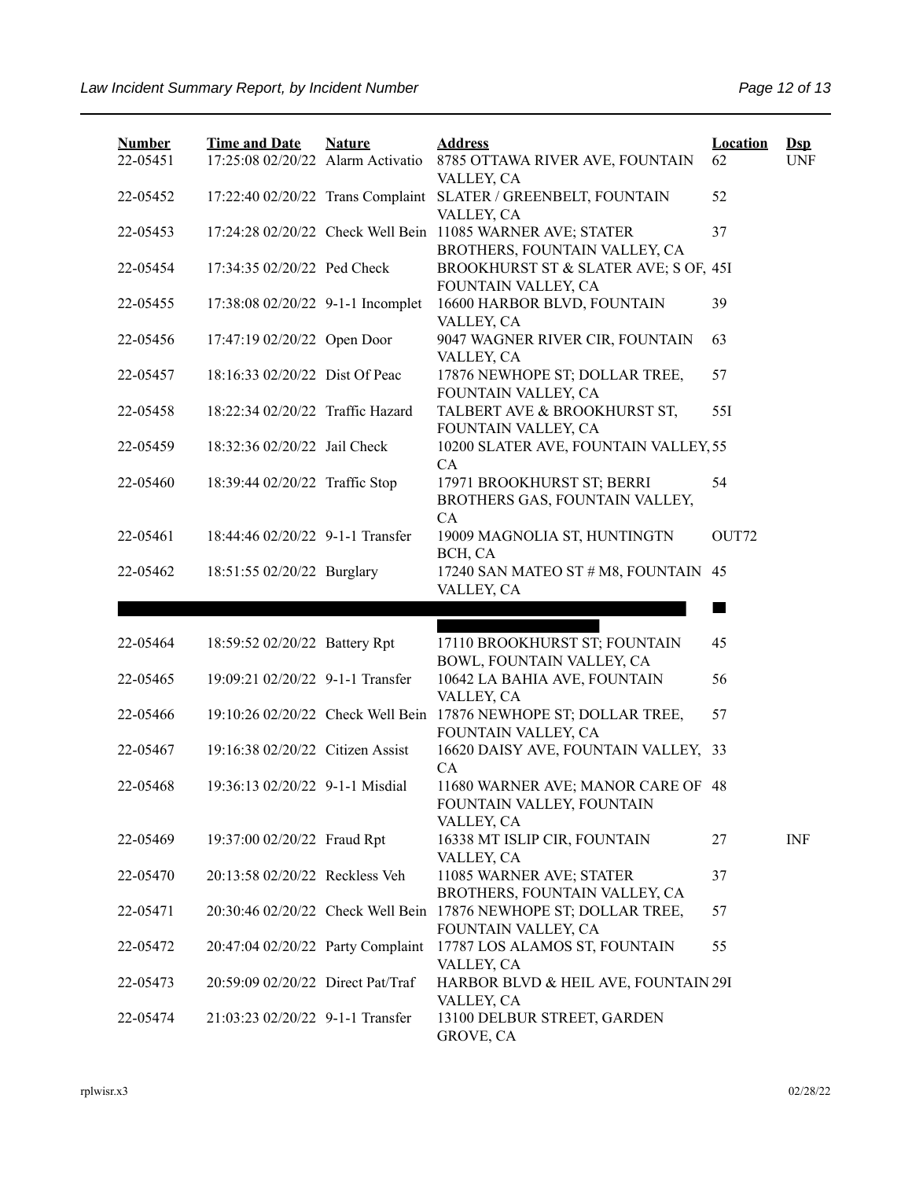| Number | Time and Date | Nature | Address | Location | Dsp |
|---|---|---|---|---|---|
| 22-05451 | 17:25:08 02/20/22 | Alarm Activatio | 8785 OTTAWA RIVER AVE, FOUNTAIN VALLEY, CA | 62 | UNF |
| 22-05452 | 17:22:40 02/20/22 | Trans Complaint | SLATER / GREENBELT, FOUNTAIN VALLEY, CA | 52 | |
| 22-05453 | 17:24:28 02/20/22 | Check Well Bein | 11085 WARNER AVE; STATER BROTHERS, FOUNTAIN VALLEY, CA | 37 | |
| 22-05454 | 17:34:35 02/20/22 | Ped Check | BROOKHURST ST & SLATER AVE; S OF, FOUNTAIN VALLEY, CA | 45I | |
| 22-05455 | 17:38:08 02/20/22 | 9-1-1 Incomplet | 16600 HARBOR BLVD, FOUNTAIN VALLEY, CA | 39 | |
| 22-05456 | 17:47:19 02/20/22 | Open Door | 9047 WAGNER RIVER CIR, FOUNTAIN VALLEY, CA | 63 | |
| 22-05457 | 18:16:33 02/20/22 | Dist Of Peac | 17876 NEWHOPE ST; DOLLAR TREE, FOUNTAIN VALLEY, CA | 57 | |
| 22-05458 | 18:22:34 02/20/22 | Traffic Hazard | TALBERT AVE & BROOKHURST ST, FOUNTAIN VALLEY, CA | 55I | |
| 22-05459 | 18:32:36 02/20/22 | Jail Check | 10200 SLATER AVE, FOUNTAIN VALLEY, CA | 55 | |
| 22-05460 | 18:39:44 02/20/22 | Traffic Stop | 17971 BROOKHURST ST; BERRI BROTHERS GAS, FOUNTAIN VALLEY, CA | 54 | |
| 22-05461 | 18:44:46 02/20/22 | 9-1-1 Transfer | 19009 MAGNOLIA ST, HUNTINGTN BCH, CA | OUT72 | |
| 22-05462 | 18:51:55 02/20/22 | Burglary | 17240 SAN MATEO ST # M8, FOUNTAIN VALLEY, CA | 45 | |
| | | | | | |
| 22-05464 | 18:59:52 02/20/22 | Battery Rpt | 17110 BROOKHURST ST; FOUNTAIN BOWL, FOUNTAIN VALLEY, CA | 45 | |
| 22-05465 | 19:09:21 02/20/22 | 9-1-1 Transfer | 10642 LA BAHIA AVE, FOUNTAIN VALLEY, CA | 56 | |
| 22-05466 | 19:10:26 02/20/22 | Check Well Bein | 17876 NEWHOPE ST; DOLLAR TREE, FOUNTAIN VALLEY, CA | 57 | |
| 22-05467 | 19:16:38 02/20/22 | Citizen Assist | 16620 DAISY AVE, FOUNTAIN VALLEY, CA | 33 | |
| 22-05468 | 19:36:13 02/20/22 | 9-1-1 Misdial | 11680 WARNER AVE; MANOR CARE OF FOUNTAIN VALLEY, FOUNTAIN VALLEY, CA | 48 | |
| 22-05469 | 19:37:00 02/20/22 | Fraud Rpt | 16338 MT ISLIP CIR, FOUNTAIN VALLEY, CA | 27 | INF |
| 22-05470 | 20:13:58 02/20/22 | Reckless Veh | 11085 WARNER AVE; STATER BROTHERS, FOUNTAIN VALLEY, CA | 37 | |
| 22-05471 | 20:30:46 02/20/22 | Check Well Bein | 17876 NEWHOPE ST; DOLLAR TREE, FOUNTAIN VALLEY, CA | 57 | |
| 22-05472 | 20:47:04 02/20/22 | Party Complaint | 17787 LOS ALAMOS ST, FOUNTAIN VALLEY, CA | 55 | |
| 22-05473 | 20:59:09 02/20/22 | Direct Pat/Traf | HARBOR BLVD & HEIL AVE, FOUNTAIN VALLEY, CA | 29I | |
| 22-05474 | 21:03:23 02/20/22 | 9-1-1 Transfer | 13100 DELBUR STREET, GARDEN GROVE, CA | | |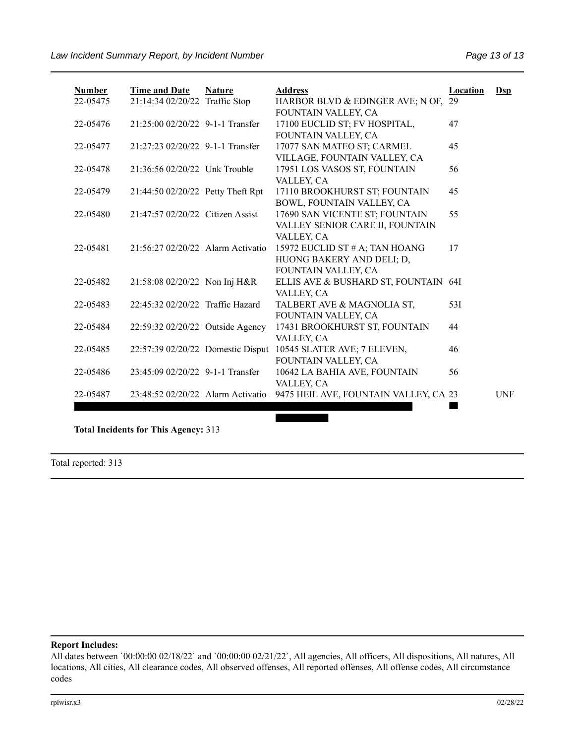| Number | Time and Date | Nature | Address | Location | Dsp |
|---|---|---|---|---|---|
| 22-05475 | 21:14:34 02/20/22 | Traffic Stop | HARBOR BLVD & EDINGER AVE; N OF, FOUNTAIN VALLEY, CA | 29 | |
| 22-05476 | 21:25:00 02/20/22 | 9-1-1 Transfer | 17100 EUCLID ST; FV HOSPITAL, FOUNTAIN VALLEY, CA | 47 | |
| 22-05477 | 21:27:23 02/20/22 | 9-1-1 Transfer | 17077 SAN MATEO ST; CARMEL VILLAGE, FOUNTAIN VALLEY, CA | 45 | |
| 22-05478 | 21:36:56 02/20/22 | Unk Trouble | 17951 LOS VASOS ST, FOUNTAIN VALLEY, CA | 56 | |
| 22-05479 | 21:44:50 02/20/22 | Petty Theft Rpt | 17110 BROOKHURST ST; FOUNTAIN BOWL, FOUNTAIN VALLEY, CA | 45 | |
| 22-05480 | 21:47:57 02/20/22 | Citizen Assist | 17690 SAN VICENTE ST; FOUNTAIN VALLEY SENIOR CARE II, FOUNTAIN VALLEY, CA | 55 | |
| 22-05481 | 21:56:27 02/20/22 | Alarm Activatio | 15972 EUCLID ST # A; TAN HOANG HUONG BAKERY AND DELI; D, FOUNTAIN VALLEY, CA | 17 | |
| 22-05482 | 21:58:08 02/20/22 | Non Inj H&R | ELLIS AVE & BUSHARD ST, FOUNTAIN VALLEY, CA | 64I | |
| 22-05483 | 22:45:32 02/20/22 | Traffic Hazard | TALBERT AVE & MAGNOLIA ST, FOUNTAIN VALLEY, CA | 53I | |
| 22-05484 | 22:59:32 02/20/22 | Outside Agency | 17431 BROOKHURST ST, FOUNTAIN VALLEY, CA | 44 | |
| 22-05485 | 22:57:39 02/20/22 | Domestic Disput | 10545 SLATER AVE; 7 ELEVEN, FOUNTAIN VALLEY, CA | 46 | |
| 22-05486 | 23:45:09 02/20/22 | 9-1-1 Transfer | 10642 LA BAHIA AVE, FOUNTAIN VALLEY, CA | 56 | |
| 22-05487 | 23:48:52 02/20/22 | Alarm Activatio | 9475 HEIL AVE, FOUNTAIN VALLEY, CA | 23 | UNF |

**Total Incidents for This Agency:** 313

Total reported: 313

**Report Includes:**

All dates between `00:00:00 02/18/22` and `00:00:00 02/21/22`, All agencies, All officers, All dispositions, All natures, All locations, All cities, All clearance codes, All observed offenses, All reported offenses, All offense codes, All circumstance codes

rplwisr.x3 02/28/22